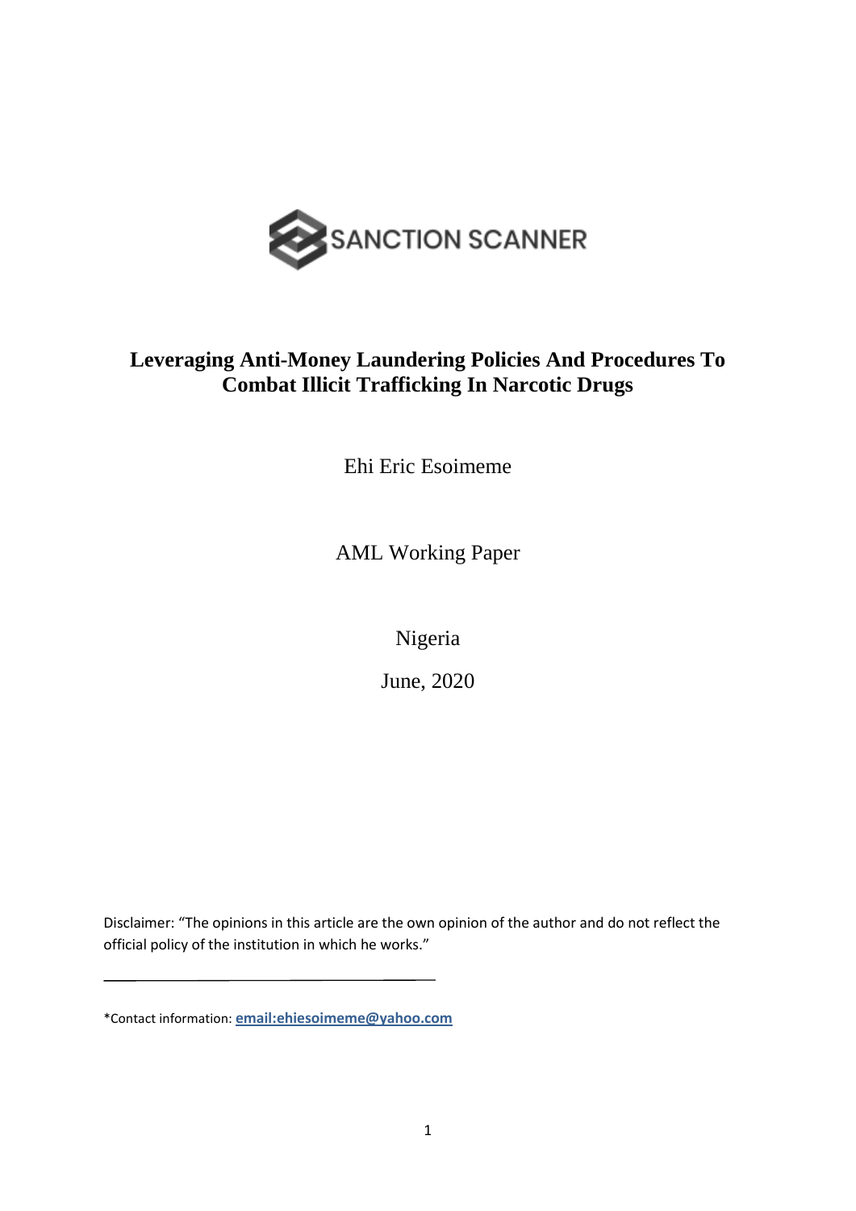SANCTION SCANNER

# Leveraging Anti-Money Laundering Policies And Procedures To Combat Illicit Trafficking In Narcotic Drugs

Ehi Eric Esoimeme

AML Working Paper

Nigeria

June, 2020

Disclaimer: "The opinions in this article are the own opinion of the author and do not reflect the official policy of the institution in which he works."

---

*Contact information: **email:ehiesoimeme@yahoo.com**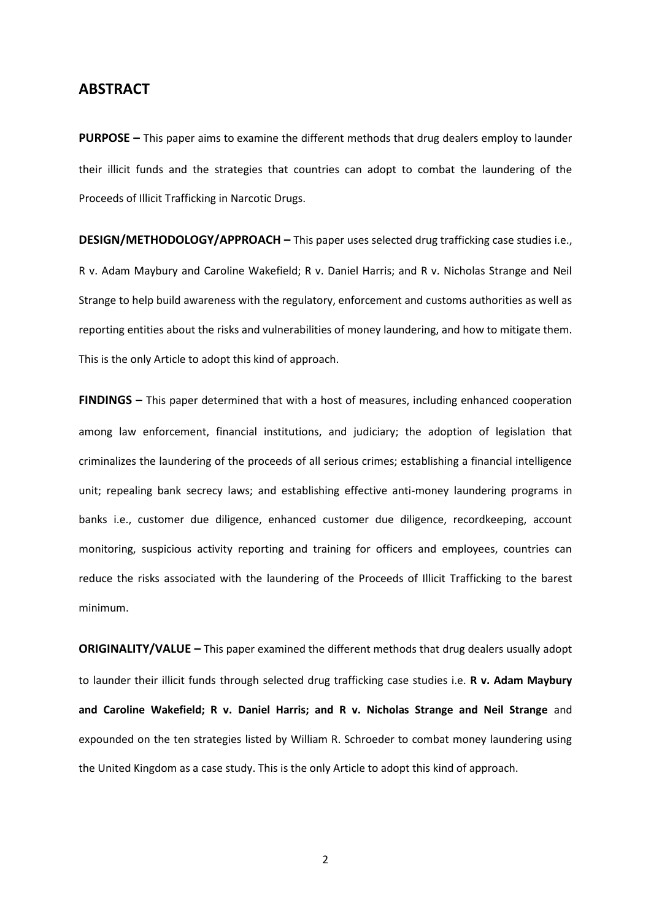## ABSTRACT

**PURPOSE –** This paper aims to examine the different methods that drug dealers employ to launder their illicit funds and the strategies that countries can adopt to combat the laundering of the Proceeds of Illicit Trafficking in Narcotic Drugs.

**DESIGN/METHODOLOGY/APPROACH –** This paper uses selected drug trafficking case studies i.e., R v. Adam Maybury and Caroline Wakefield; R v. Daniel Harris; and R v. Nicholas Strange and Neil Strange to help build awareness with the regulatory, enforcement and customs authorities as well as reporting entities about the risks and vulnerabilities of money laundering, and how to mitigate them. This is the only Article to adopt this kind of approach.

**FINDINGS –** This paper determined that with a host of measures, including enhanced cooperation among law enforcement, financial institutions, and judiciary; the adoption of legislation that criminalizes the laundering of the proceeds of all serious crimes; establishing a financial intelligence unit; repealing bank secrecy laws; and establishing effective anti-money laundering programs in banks i.e., customer due diligence, enhanced customer due diligence, recordkeeping, account monitoring, suspicious activity reporting and training for officers and employees, countries can reduce the risks associated with the laundering of the Proceeds of Illicit Trafficking to the barest minimum.

**ORIGINALITY/VALUE –** This paper examined the different methods that drug dealers usually adopt to launder their illicit funds through selected drug trafficking case studies i.e. **R v. Adam Maybury and Caroline Wakefield; R v. Daniel Harris; and R v. Nicholas Strange and Neil Strange** and expounded on the ten strategies listed by William R. Schroeder to combat money laundering using the United Kingdom as a case study. This is the only Article to adopt this kind of approach.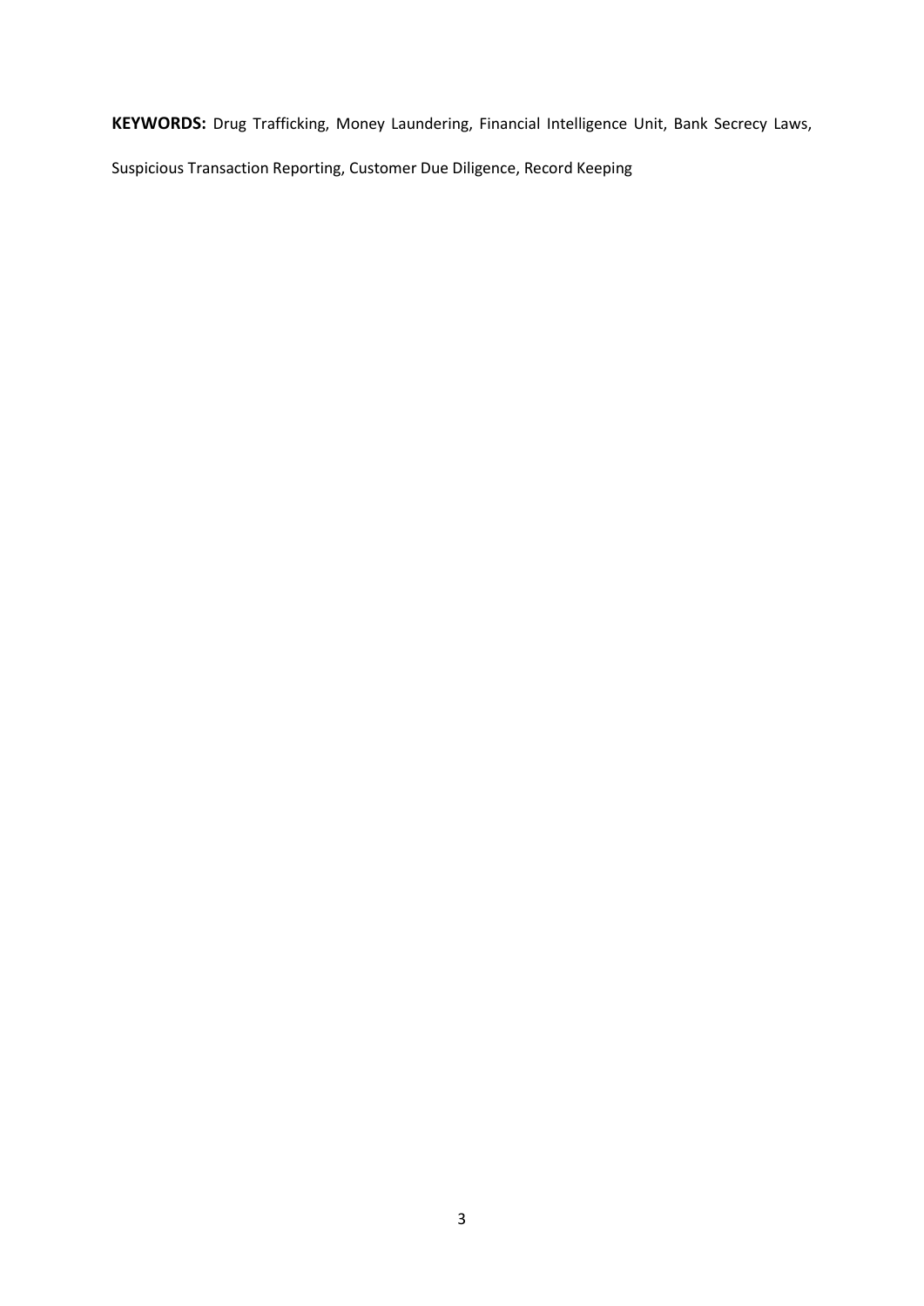**KEYWORDS:** Drug Trafficking, Money Laundering, Financial Intelligence Unit, Bank Secrecy Laws, Suspicious Transaction Reporting, Customer Due Diligence, Record Keeping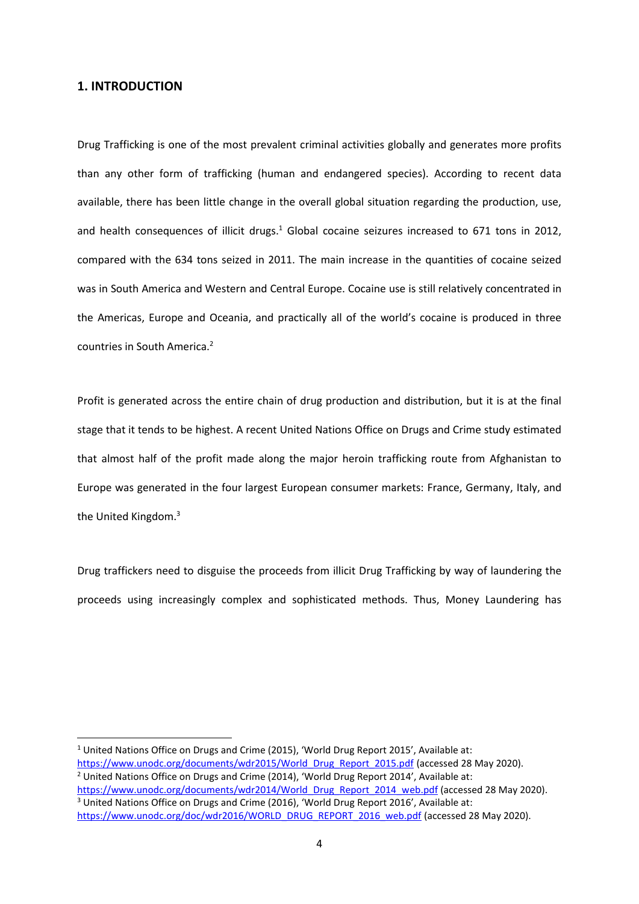## 1. INTRODUCTION

Drug Trafficking is one of the most prevalent criminal activities globally and generates more profits than any other form of trafficking (human and endangered species). According to recent data available, there has been little change in the overall global situation regarding the production, use, and health consequences of illicit drugs.[1] Global cocaine seizures increased to 671 tons in 2012, compared with the 634 tons seized in 2011. The main increase in the quantities of cocaine seized was in South America and Western and Central Europe. Cocaine use is still relatively concentrated in the Americas, Europe and Oceania, and practically all of the world's cocaine is produced in three countries in South America.[2]

Profit is generated across the entire chain of drug production and distribution, but it is at the final stage that it tends to be highest. A recent United Nations Office on Drugs and Crime study estimated that almost half of the profit made along the major heroin trafficking route from Afghanistan to Europe was generated in the four largest European consumer markets: France, Germany, Italy, and the United Kingdom.[3]

Drug traffickers need to disguise the proceeds from illicit Drug Trafficking by way of laundering the proceeds using increasingly complex and sophisticated methods. Thus, Money Laundering has

---

[1] United Nations Office on Drugs and Crime (2015), 'World Drug Report 2015', Available at: https://www.unodc.org/documents/wdr2015/World_Drug_Report_2015.pdf (accessed 28 May 2020).

[2] United Nations Office on Drugs and Crime (2014), 'World Drug Report 2014', Available at: https://www.unodc.org/documents/wdr2014/World_Drug_Report_2014_web.pdf (accessed 28 May 2020).

[3] United Nations Office on Drugs and Crime (2016), 'World Drug Report 2016', Available at: https://www.unodc.org/doc/wdr2016/WORLD_DRUG_REPORT_2016_web.pdf (accessed 28 May 2020).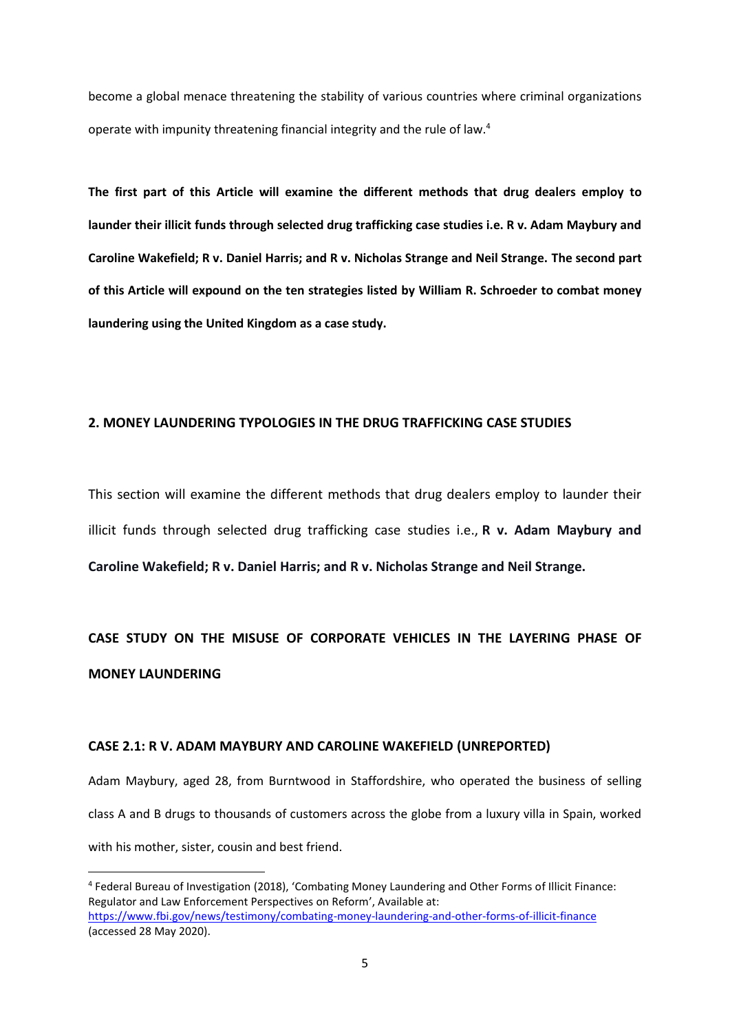become a global menace threatening the stability of various countries where criminal organizations operate with impunity threatening financial integrity and the rule of law.[4]

**The first part of this Article will examine the different methods that drug dealers employ to launder their illicit funds through selected drug trafficking case studies i.e. R v. Adam Maybury and Caroline Wakefield; R v. Daniel Harris; and R v. Nicholas Strange and Neil Strange. The second part of this Article will expound on the ten strategies listed by William R. Schroeder to combat money laundering using the United Kingdom as a case study.**

## 2. MONEY LAUNDERING TYPOLOGIES IN THE DRUG TRAFFICKING CASE STUDIES

This section will examine the different methods that drug dealers employ to launder their illicit funds through selected drug trafficking case studies i.e., **R v. Adam Maybury and Caroline Wakefield; R v. Daniel Harris; and R v. Nicholas Strange and Neil Strange.**

## CASE STUDY ON THE MISUSE OF CORPORATE VEHICLES IN THE LAYERING PHASE OF MONEY LAUNDERING

### CASE 2.1: R V. ADAM MAYBURY AND CAROLINE WAKEFIELD (UNREPORTED)

Adam Maybury, aged 28, from Burntwood in Staffordshire, who operated the business of selling class A and B drugs to thousands of customers across the globe from a luxury villa in Spain, worked with his mother, sister, cousin and best friend.

[4] Federal Bureau of Investigation (2018), 'Combating Money Laundering and Other Forms of Illicit Finance: Regulator and Law Enforcement Perspectives on Reform', Available at: https://www.fbi.gov/news/testimony/combating-money-laundering-and-other-forms-of-illicit-finance (accessed 28 May 2020).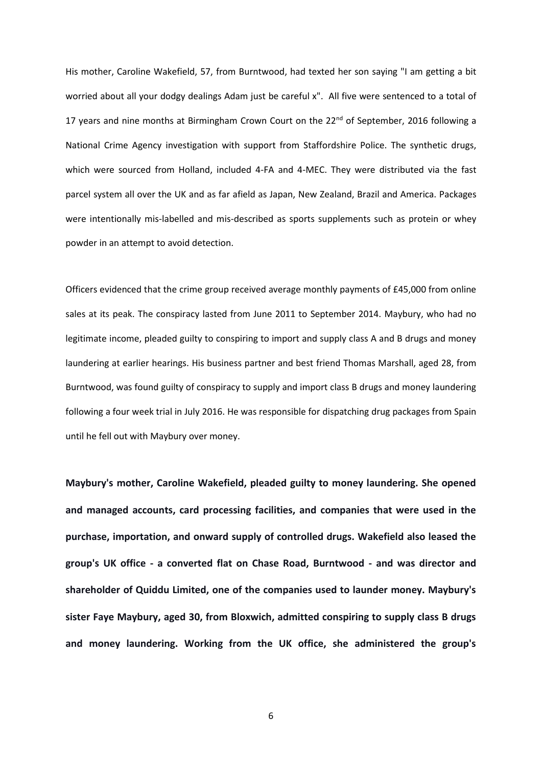His mother, Caroline Wakefield, 57, from Burntwood, had texted her son saying "I am getting a bit worried about all your dodgy dealings Adam just be careful x". All five were sentenced to a total of 17 years and nine months at Birmingham Crown Court on the 22nd of September, 2016 following a National Crime Agency investigation with support from Staffordshire Police. The synthetic drugs, which were sourced from Holland, included 4-FA and 4-MEC. They were distributed via the fast parcel system all over the UK and as far afield as Japan, New Zealand, Brazil and America. Packages were intentionally mis-labelled and mis-described as sports supplements such as protein or whey powder in an attempt to avoid detection.

Officers evidenced that the crime group received average monthly payments of £45,000 from online sales at its peak. The conspiracy lasted from June 2011 to September 2014. Maybury, who had no legitimate income, pleaded guilty to conspiring to import and supply class A and B drugs and money laundering at earlier hearings. His business partner and best friend Thomas Marshall, aged 28, from Burntwood, was found guilty of conspiracy to supply and import class B drugs and money laundering following a four week trial in July 2016. He was responsible for dispatching drug packages from Spain until he fell out with Maybury over money.

**Maybury's mother, Caroline Wakefield, pleaded guilty to money laundering. She opened and managed accounts, card processing facilities, and companies that were used in the purchase, importation, and onward supply of controlled drugs. Wakefield also leased the group's UK office - a converted flat on Chase Road, Burntwood - and was director and shareholder of Quiddu Limited, one of the companies used to launder money. Maybury's sister Faye Maybury, aged 30, from Bloxwich, admitted conspiring to supply class B drugs and money laundering. Working from the UK office, she administered the group's**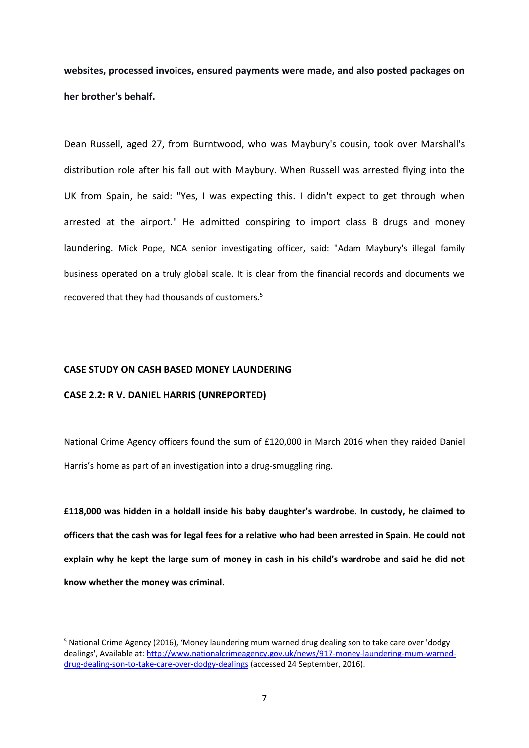**websites, processed invoices, ensured payments were made, and also posted packages on her brother's behalf.**

Dean Russell, aged 27, from Burntwood, who was Maybury's cousin, took over Marshall's distribution role after his fall out with Maybury. When Russell was arrested flying into the UK from Spain, he said: "Yes, I was expecting this. I didn't expect to get through when arrested at the airport." He admitted conspiring to import class B drugs and money laundering. Mick Pope, NCA senior investigating officer, said: "Adam Maybury's illegal family business operated on a truly global scale. It is clear from the financial records and documents we recovered that they had thousands of customers.[5]

**CASE STUDY ON CASH BASED MONEY LAUNDERING**

**CASE 2.2: R V. DANIEL HARRIS (UNREPORTED)**

National Crime Agency officers found the sum of £120,000 in March 2016 when they raided Daniel Harris's home as part of an investigation into a drug-smuggling ring.

**£118,000 was hidden in a holdall inside his baby daughter's wardrobe. In custody, he claimed to officers that the cash was for legal fees for a relative who had been arrested in Spain. He could not explain why he kept the large sum of money in cash in his child's wardrobe and said he did not know whether the money was criminal.**

---

[5] National Crime Agency (2016), 'Money laundering mum warned drug dealing son to take care over 'dodgy dealings', Available at: [http://www.nationalcrimeagency.gov.uk/news/917-money-laundering-mum-warned-drug-dealing-son-to-take-care-over-dodgy-dealings](http://www.nationalcrimeagency.gov.uk/news/917-money-laundering-mum-warned-drug-dealing-son-to-take-care-over-dodgy-dealings) (accessed 24 September, 2016).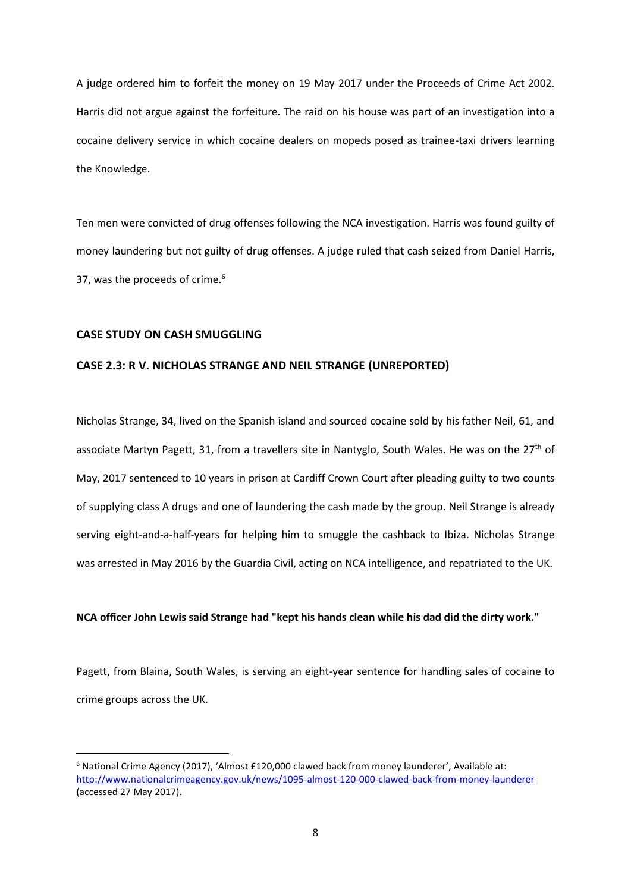A judge ordered him to forfeit the money on 19 May 2017 under the Proceeds of Crime Act 2002. Harris did not argue against the forfeiture. The raid on his house was part of an investigation into a cocaine delivery service in which cocaine dealers on mopeds posed as trainee-taxi drivers learning the Knowledge.

Ten men were convicted of drug offenses following the NCA investigation. Harris was found guilty of money laundering but not guilty of drug offenses. A judge ruled that cash seized from Daniel Harris, 37, was the proceeds of crime.[6]

**CASE STUDY ON CASH SMUGGLING**

**CASE 2.3: R V. NICHOLAS STRANGE AND NEIL STRANGE (UNREPORTED)**

Nicholas Strange, 34, lived on the Spanish island and sourced cocaine sold by his father Neil, 61, and associate Martyn Pagett, 31, from a travellers site in Nantyglo, South Wales. He was on the 27th of May, 2017 sentenced to 10 years in prison at Cardiff Crown Court after pleading guilty to two counts of supplying class A drugs and one of laundering the cash made by the group. Neil Strange is already serving eight-and-a-half-years for helping him to smuggle the cashback to Ibiza. Nicholas Strange was arrested in May 2016 by the Guardia Civil, acting on NCA intelligence, and repatriated to the UK.

**NCA officer John Lewis said Strange had "kept his hands clean while his dad did the dirty work."**

Pagett, from Blaina, South Wales, is serving an eight-year sentence for handling sales of cocaine to crime groups across the UK.

---

[6] National Crime Agency (2017), 'Almost £120,000 clawed back from money launderer', Available at: http://www.nationalcrimeagency.gov.uk/news/1095-almost-120-000-clawed-back-from-money-launderer (accessed 27 May 2017).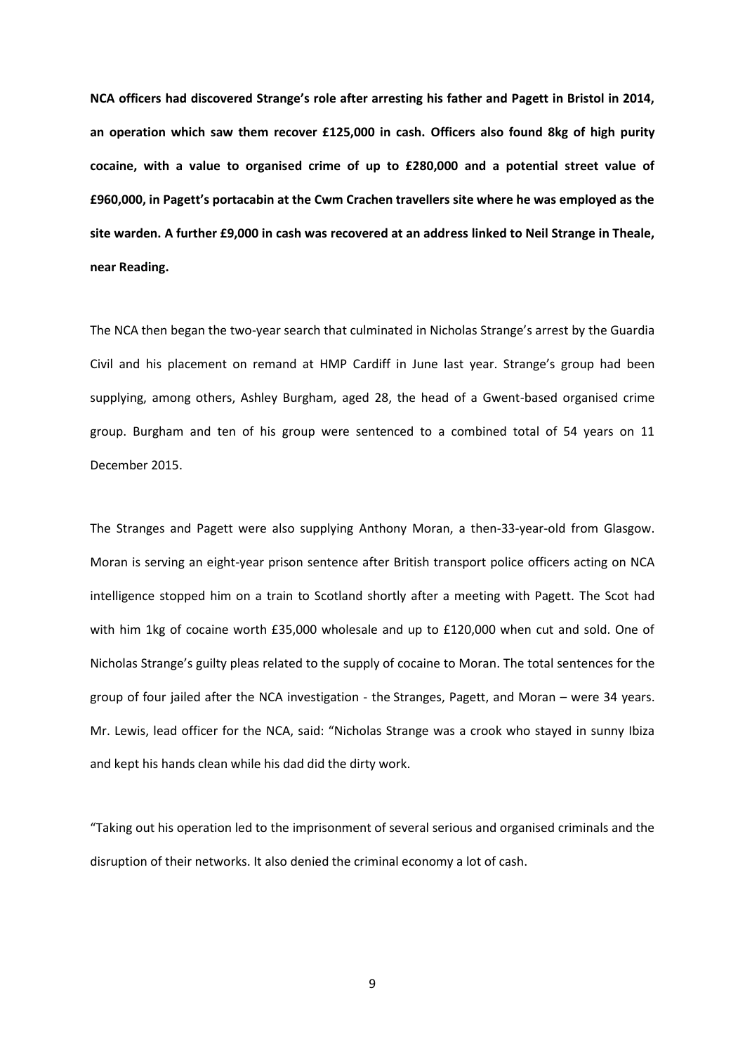**NCA officers had discovered Strange's role after arresting his father and Pagett in Bristol in 2014, an operation which saw them recover £125,000 in cash. Officers also found 8kg of high purity cocaine, with a value to organised crime of up to £280,000 and a potential street value of £960,000, in Pagett's portacabin at the Cwm Crachen travellers site where he was employed as the site warden. A further £9,000 in cash was recovered at an address linked to Neil Strange in Theale, near Reading.**

The NCA then began the two-year search that culminated in Nicholas Strange's arrest by the Guardia Civil and his placement on remand at HMP Cardiff in June last year. Strange's group had been supplying, among others, Ashley Burgham, aged 28, the head of a Gwent-based organised crime group. Burgham and ten of his group were sentenced to a combined total of 54 years on 11 December 2015.

The Stranges and Pagett were also supplying Anthony Moran, a then-33-year-old from Glasgow. Moran is serving an eight-year prison sentence after British transport police officers acting on NCA intelligence stopped him on a train to Scotland shortly after a meeting with Pagett. The Scot had with him 1kg of cocaine worth £35,000 wholesale and up to £120,000 when cut and sold. One of Nicholas Strange's guilty pleas related to the supply of cocaine to Moran. The total sentences for the group of four jailed after the NCA investigation - the Stranges, Pagett, and Moran – were 34 years. Mr. Lewis, lead officer for the NCA, said: "Nicholas Strange was a crook who stayed in sunny Ibiza and kept his hands clean while his dad did the dirty work.

"Taking out his operation led to the imprisonment of several serious and organised criminals and the disruption of their networks. It also denied the criminal economy a lot of cash.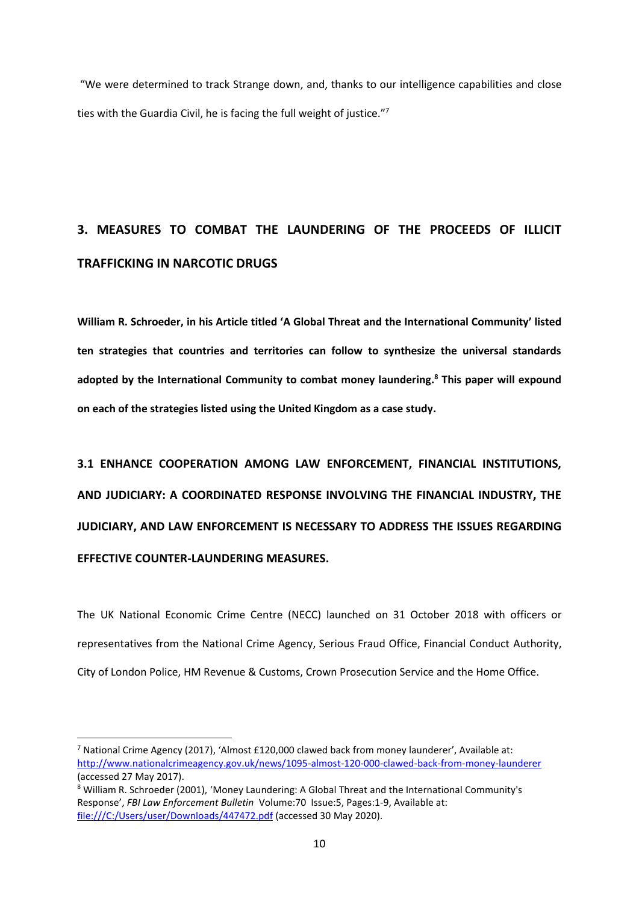"We were determined to track Strange down, and, thanks to our intelligence capabilities and close ties with the Guardia Civil, he is facing the full weight of justice."[7]

## 3. MEASURES TO COMBAT THE LAUNDERING OF THE PROCEEDS OF ILLICIT TRAFFICKING IN NARCOTIC DRUGS

**William R. Schroeder, in his Article titled 'A Global Threat and the International Community' listed ten strategies that countries and territories can follow to synthesize the universal standards adopted by the International Community to combat money laundering.[8] This paper will expound on each of the strategies listed using the United Kingdom as a case study.**

### 3.1 ENHANCE COOPERATION AMONG LAW ENFORCEMENT, FINANCIAL INSTITUTIONS, AND JUDICIARY: A COORDINATED RESPONSE INVOLVING THE FINANCIAL INDUSTRY, THE JUDICIARY, AND LAW ENFORCEMENT IS NECESSARY TO ADDRESS THE ISSUES REGARDING EFFECTIVE COUNTER-LAUNDERING MEASURES.

The UK National Economic Crime Centre (NECC) launched on 31 October 2018 with officers or representatives from the National Crime Agency, Serious Fraud Office, Financial Conduct Authority, City of London Police, HM Revenue & Customs, Crown Prosecution Service and the Home Office.

---

[7] National Crime Agency (2017), 'Almost £120,000 clawed back from money launderer', Available at: http://www.nationalcrimeagency.gov.uk/news/1095-almost-120-000-clawed-back-from-money-launderer (accessed 27 May 2017).

[8] William R. Schroeder (2001), 'Money Laundering: A Global Threat and the International Community's Response', *FBI Law Enforcement Bulletin* Volume:70 Issue:5, Pages:1-9, Available at: file:///C:/Users/user/Downloads/447472.pdf (accessed 30 May 2020).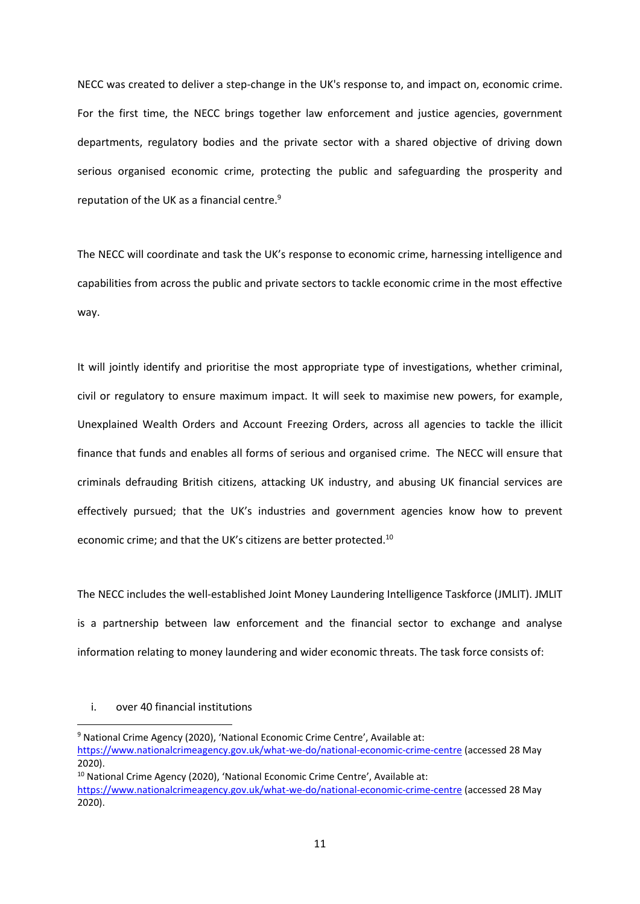NECC was created to deliver a step-change in the UK's response to, and impact on, economic crime. For the first time, the NECC brings together law enforcement and justice agencies, government departments, regulatory bodies and the private sector with a shared objective of driving down serious organised economic crime, protecting the public and safeguarding the prosperity and reputation of the UK as a financial centre.[9]

The NECC will coordinate and task the UK's response to economic crime, harnessing intelligence and capabilities from across the public and private sectors to tackle economic crime in the most effective way.

It will jointly identify and prioritise the most appropriate type of investigations, whether criminal, civil or regulatory to ensure maximum impact. It will seek to maximise new powers, for example, Unexplained Wealth Orders and Account Freezing Orders, across all agencies to tackle the illicit finance that funds and enables all forms of serious and organised crime. The NECC will ensure that criminals defrauding British citizens, attacking UK industry, and abusing UK financial services are effectively pursued; that the UK's industries and government agencies know how to prevent economic crime; and that the UK's citizens are better protected.[10]

The NECC includes the well-established Joint Money Laundering Intelligence Taskforce (JMLIT). JMLIT is a partnership between law enforcement and the financial sector to exchange and analyse information relating to money laundering and wider economic threats. The task force consists of:

i. over 40 financial institutions

---

[9] National Crime Agency (2020), 'National Economic Crime Centre', Available at: https://www.nationalcrimeagency.gov.uk/what-we-do/national-economic-crime-centre (accessed 28 May 2020).

[10] National Crime Agency (2020), 'National Economic Crime Centre', Available at: https://www.nationalcrimeagency.gov.uk/what-we-do/national-economic-crime-centre (accessed 28 May 2020).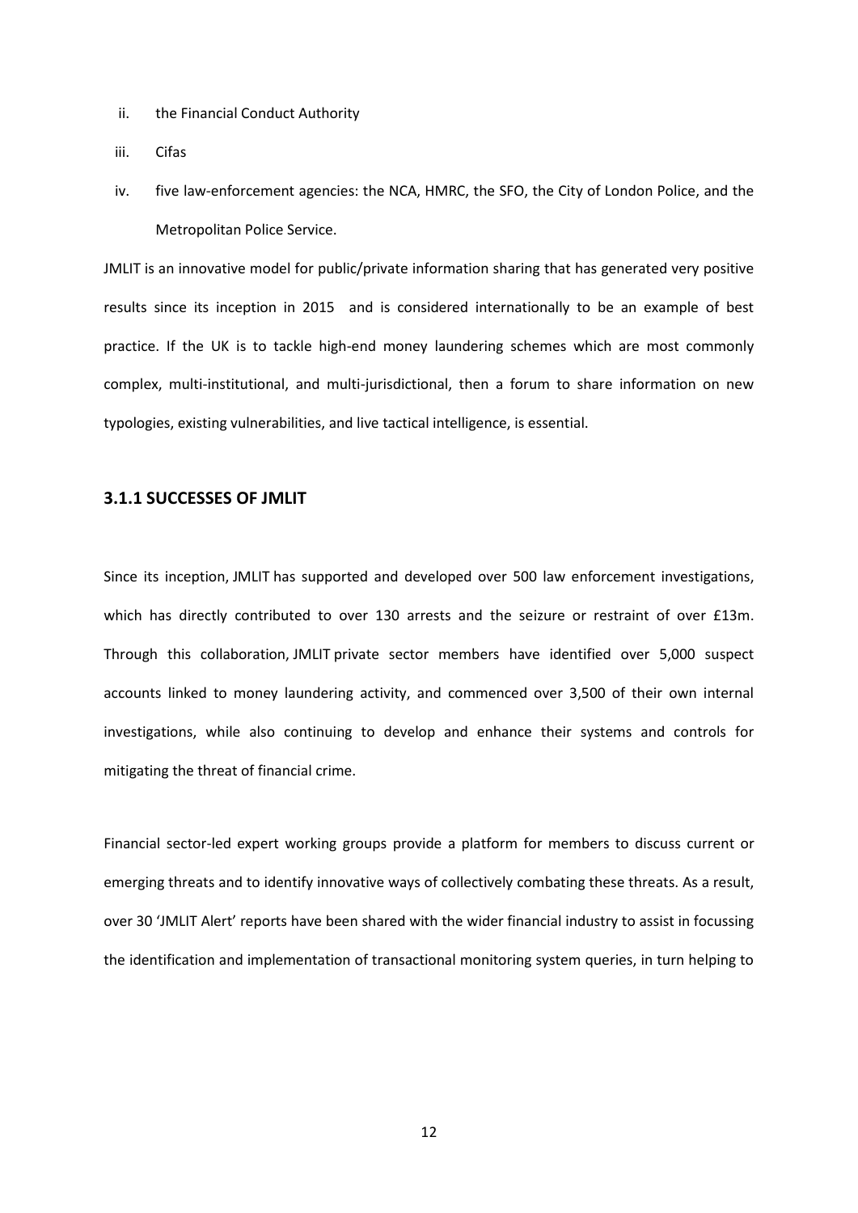ii. the Financial Conduct Authority

iii. Cifas

iv. five law-enforcement agencies: the NCA, HMRC, the SFO, the City of London Police, and the Metropolitan Police Service.

JMLIT is an innovative model for public/private information sharing that has generated very positive results since its inception in 2015 and is considered internationally to be an example of best practice. If the UK is to tackle high-end money laundering schemes which are most commonly complex, multi-institutional, and multi-jurisdictional, then a forum to share information on new typologies, existing vulnerabilities, and live tactical intelligence, is essential.

### 3.1.1 SUCCESSES OF JMLIT

Since its inception, JMLIT has supported and developed over 500 law enforcement investigations, which has directly contributed to over 130 arrests and the seizure or restraint of over £13m. Through this collaboration, JMLIT private sector members have identified over 5,000 suspect accounts linked to money laundering activity, and commenced over 3,500 of their own internal investigations, while also continuing to develop and enhance their systems and controls for mitigating the threat of financial crime.

Financial sector-led expert working groups provide a platform for members to discuss current or emerging threats and to identify innovative ways of collectively combating these threats. As a result, over 30 'JMLIT Alert' reports have been shared with the wider financial industry to assist in focussing the identification and implementation of transactional monitoring system queries, in turn helping to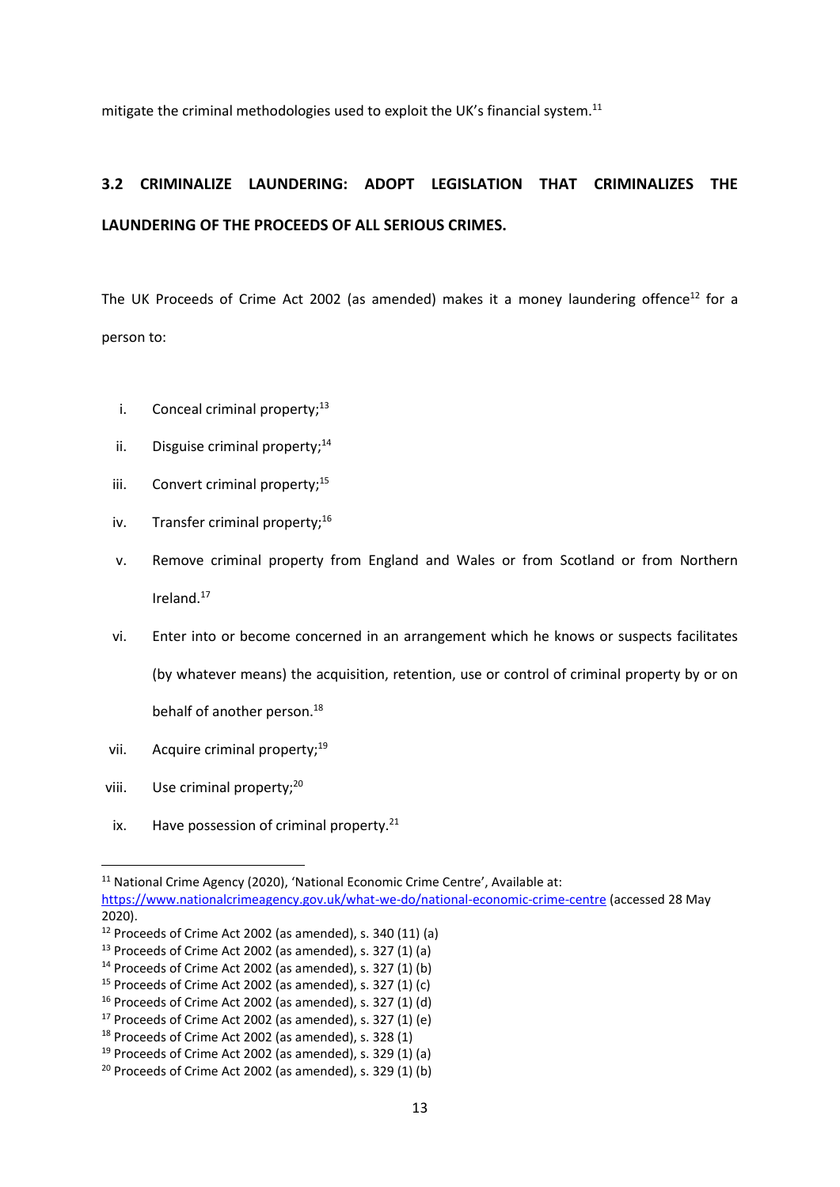mitigate the criminal methodologies used to exploit the UK's financial system.[11]

### 3.2 CRIMINALIZE LAUNDERING: ADOPT LEGISLATION THAT CRIMINALIZES THE LAUNDERING OF THE PROCEEDS OF ALL SERIOUS CRIMES.

The UK Proceeds of Crime Act 2002 (as amended) makes it a money laundering offence[12] for a person to:

i. Conceal criminal property;[13]
ii. Disguise criminal property;[14]
iii. Convert criminal property;[15]
iv. Transfer criminal property;[16]
v. Remove criminal property from England and Wales or from Scotland or from Northern Ireland.[17]
vi. Enter into or become concerned in an arrangement which he knows or suspects facilitates (by whatever means) the acquisition, retention, use or control of criminal property by or on behalf of another person.[18]
vii. Acquire criminal property;[19]
viii. Use criminal property;[20]
ix. Have possession of criminal property.[21]

---

[11] National Crime Agency (2020), 'National Economic Crime Centre', Available at: https://www.nationalcrimeagency.gov.uk/what-we-do/national-economic-crime-centre (accessed 28 May 2020).
[12] Proceeds of Crime Act 2002 (as amended), s. 340 (11) (a)
[13] Proceeds of Crime Act 2002 (as amended), s. 327 (1) (a)
[14] Proceeds of Crime Act 2002 (as amended), s. 327 (1) (b)
[15] Proceeds of Crime Act 2002 (as amended), s. 327 (1) (c)
[16] Proceeds of Crime Act 2002 (as amended), s. 327 (1) (d)
[17] Proceeds of Crime Act 2002 (as amended), s. 327 (1) (e)
[18] Proceeds of Crime Act 2002 (as amended), s. 328 (1)
[19] Proceeds of Crime Act 2002 (as amended), s. 329 (1) (a)
[20] Proceeds of Crime Act 2002 (as amended), s. 329 (1) (b)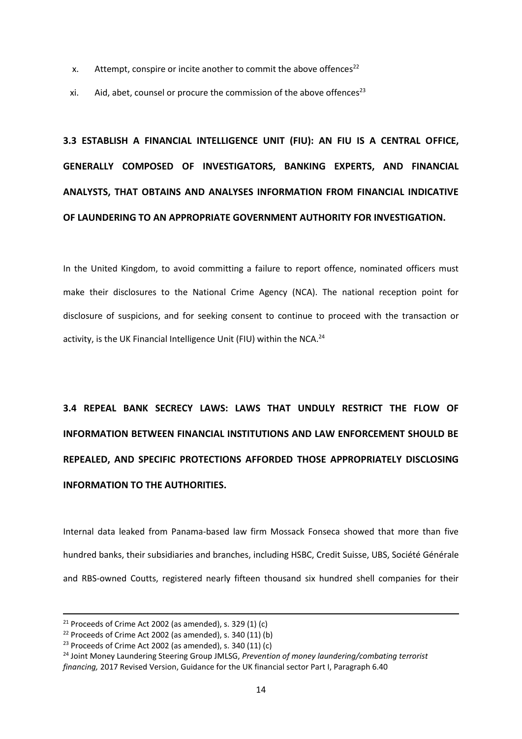x. Attempt, conspire or incite another to commit the above offences[22]

xi. Aid, abet, counsel or procure the commission of the above offences[23]

### 3.3 ESTABLISH A FINANCIAL INTELLIGENCE UNIT (FIU): AN FIU IS A CENTRAL OFFICE, GENERALLY COMPOSED OF INVESTIGATORS, BANKING EXPERTS, AND FINANCIAL ANALYSTS, THAT OBTAINS AND ANALYSES INFORMATION FROM FINANCIAL INDICATIVE OF LAUNDERING TO AN APPROPRIATE GOVERNMENT AUTHORITY FOR INVESTIGATION.

In the United Kingdom, to avoid committing a failure to report offence, nominated officers must make their disclosures to the National Crime Agency (NCA). The national reception point for disclosure of suspicions, and for seeking consent to continue to proceed with the transaction or activity, is the UK Financial Intelligence Unit (FIU) within the NCA.[24]

### 3.4 REPEAL BANK SECRECY LAWS: LAWS THAT UNDULY RESTRICT THE FLOW OF INFORMATION BETWEEN FINANCIAL INSTITUTIONS AND LAW ENFORCEMENT SHOULD BE REPEALED, AND SPECIFIC PROTECTIONS AFFORDED THOSE APPROPRIATELY DISCLOSING INFORMATION TO THE AUTHORITIES.

Internal data leaked from Panama-based law firm Mossack Fonseca showed that more than five hundred banks, their subsidiaries and branches, including HSBC, Credit Suisse, UBS, Société Générale and RBS-owned Coutts, registered nearly fifteen thousand six hundred shell companies for their

---

[21] Proceeds of Crime Act 2002 (as amended), s. 329 (1) (c)

[22] Proceeds of Crime Act 2002 (as amended), s. 340 (11) (b)

[23] Proceeds of Crime Act 2002 (as amended), s. 340 (11) (c)

[24] Joint Money Laundering Steering Group JMLSG, *Prevention of money laundering/combating terrorist financing,* 2017 Revised Version, Guidance for the UK financial sector Part I, Paragraph 6.40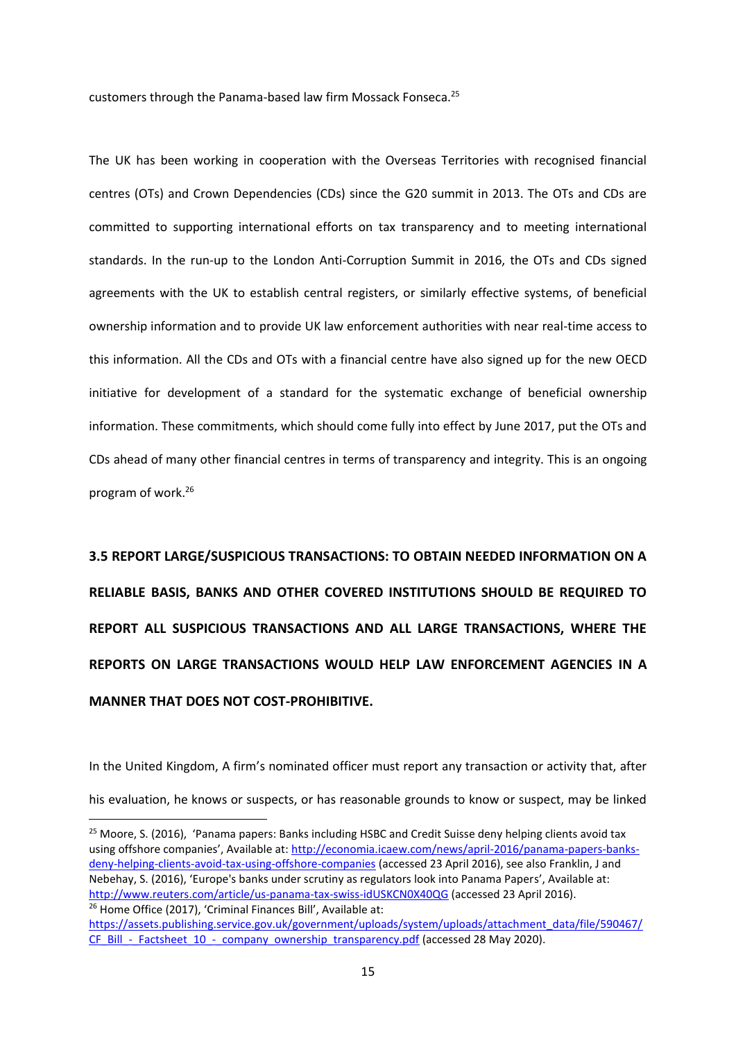customers through the Panama-based law firm Mossack Fonseca.[25]

The UK has been working in cooperation with the Overseas Territories with recognised financial centres (OTs) and Crown Dependencies (CDs) since the G20 summit in 2013. The OTs and CDs are committed to supporting international efforts on tax transparency and to meeting international standards. In the run-up to the London Anti-Corruption Summit in 2016, the OTs and CDs signed agreements with the UK to establish central registers, or similarly effective systems, of beneficial ownership information and to provide UK law enforcement authorities with near real-time access to this information. All the CDs and OTs with a financial centre have also signed up for the new OECD initiative for development of a standard for the systematic exchange of beneficial ownership information. These commitments, which should come fully into effect by June 2017, put the OTs and CDs ahead of many other financial centres in terms of transparency and integrity. This is an ongoing program of work.[26]

### 3.5 REPORT LARGE/SUSPICIOUS TRANSACTIONS: TO OBTAIN NEEDED INFORMATION ON A RELIABLE BASIS, BANKS AND OTHER COVERED INSTITUTIONS SHOULD BE REQUIRED TO REPORT ALL SUSPICIOUS TRANSACTIONS AND ALL LARGE TRANSACTIONS, WHERE THE REPORTS ON LARGE TRANSACTIONS WOULD HELP LAW ENFORCEMENT AGENCIES IN A MANNER THAT DOES NOT COST-PROHIBITIVE.

In the United Kingdom, A firm's nominated officer must report any transaction or activity that, after his evaluation, he knows or suspects, or has reasonable grounds to know or suspect, may be linked

---

[25] Moore, S. (2016), 'Panama papers: Banks including HSBC and Credit Suisse deny helping clients avoid tax using offshore companies', Available at: http://economia.icaew.com/news/april-2016/panama-papers-banks-deny-helping-clients-avoid-tax-using-offshore-companies (accessed 23 April 2016), see also Franklin, J and Nebehay, S. (2016), 'Europe's banks under scrutiny as regulators look into Panama Papers', Available at: http://www.reuters.com/article/us-panama-tax-swiss-idUSKCN0X40QG (accessed 23 April 2016).

[26] Home Office (2017), 'Criminal Finances Bill', Available at: https://assets.publishing.service.gov.uk/government/uploads/system/uploads/attachment_data/file/590467/CF_Bill_-_Factsheet_10_-_company_ownership_transparency.pdf (accessed 28 May 2020).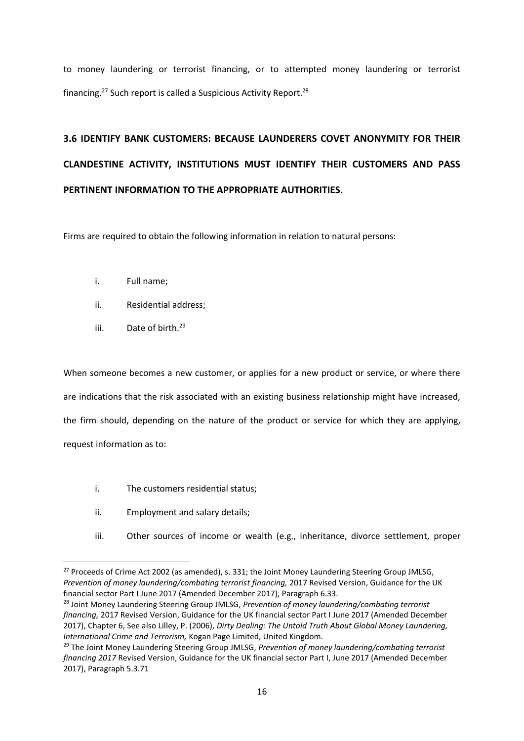to money laundering or terrorist financing, or to attempted money laundering or terrorist financing.[27] Such report is called a Suspicious Activity Report.[28]

### 3.6 IDENTIFY BANK CUSTOMERS: BECAUSE LAUNDERERS COVET ANONYMITY FOR THEIR CLANDESTINE ACTIVITY, INSTITUTIONS MUST IDENTIFY THEIR CUSTOMERS AND PASS PERTINENT INFORMATION TO THE APPROPRIATE AUTHORITIES.

Firms are required to obtain the following information in relation to natural persons:

- i. Full name;
- ii. Residential address;
- iii. Date of birth.[29]

When someone becomes a new customer, or applies for a new product or service, or where there are indications that the risk associated with an existing business relationship might have increased, the firm should, depending on the nature of the product or service for which they are applying, request information as to:

- i. The customers residential status;
- ii. Employment and salary details;
- iii. Other sources of income or wealth (e.g., inheritance, divorce settlement, proper

---

[27] Proceeds of Crime Act 2002 (as amended), s. 331; the Joint Money Laundering Steering Group JMLSG, *Prevention of money laundering/combating terrorist financing,* 2017 Revised Version, Guidance for the UK financial sector Part I June 2017 (Amended December 2017), Paragraph 6.33.

[28] Joint Money Laundering Steering Group JMLSG, *Prevention of money laundering/combating terrorist financing,* 2017 Revised Version, Guidance for the UK financial sector Part I June 2017 (Amended December 2017), Chapter 6, See also Lilley, P. (2006), *Dirty Dealing: The Untold Truth About Global Money Laundering, International Crime and Terrorism,* Kogan Page Limited, United Kingdom.

[29] The Joint Money Laundering Steering Group JMLSG, *Prevention of money laundering/combating terrorist financing 2017* Revised Version, Guidance for the UK financial sector Part I, June 2017 (Amended December 2017), Paragraph 5.3.71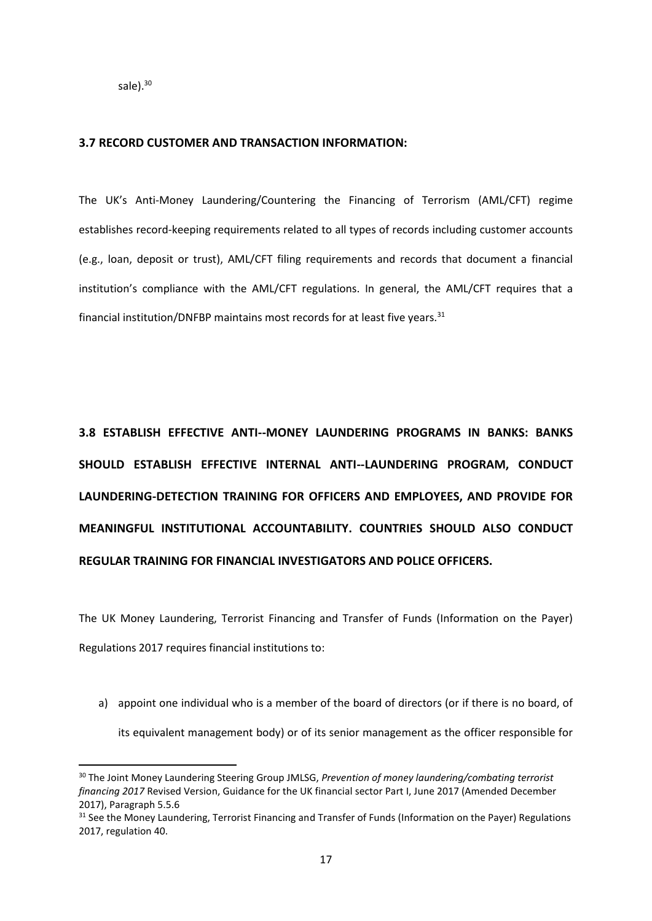sale).[30]

### 3.7 RECORD CUSTOMER AND TRANSACTION INFORMATION:

The UK's Anti-Money Laundering/Countering the Financing of Terrorism (AML/CFT) regime establishes record-keeping requirements related to all types of records including customer accounts (e.g., loan, deposit or trust), AML/CFT filing requirements and records that document a financial institution's compliance with the AML/CFT regulations. In general, the AML/CFT requires that a financial institution/DNFBP maintains most records for at least five years.[31]

### 3.8 ESTABLISH EFFECTIVE ANTI--MONEY LAUNDERING PROGRAMS IN BANKS: BANKS SHOULD ESTABLISH EFFECTIVE INTERNAL ANTI--LAUNDERING PROGRAM, CONDUCT LAUNDERING-DETECTION TRAINING FOR OFFICERS AND EMPLOYEES, AND PROVIDE FOR MEANINGFUL INSTITUTIONAL ACCOUNTABILITY. COUNTRIES SHOULD ALSO CONDUCT REGULAR TRAINING FOR FINANCIAL INVESTIGATORS AND POLICE OFFICERS.

The UK Money Laundering, Terrorist Financing and Transfer of Funds (Information on the Payer) Regulations 2017 requires financial institutions to:

a) appoint one individual who is a member of the board of directors (or if there is no board, of its equivalent management body) or of its senior management as the officer responsible for

---

[30] The Joint Money Laundering Steering Group JMLSG, *Prevention of money laundering/combating terrorist financing 2017* Revised Version, Guidance for the UK financial sector Part I, June 2017 (Amended December 2017), Paragraph 5.5.6

[31] See the Money Laundering, Terrorist Financing and Transfer of Funds (Information on the Payer) Regulations 2017, regulation 40.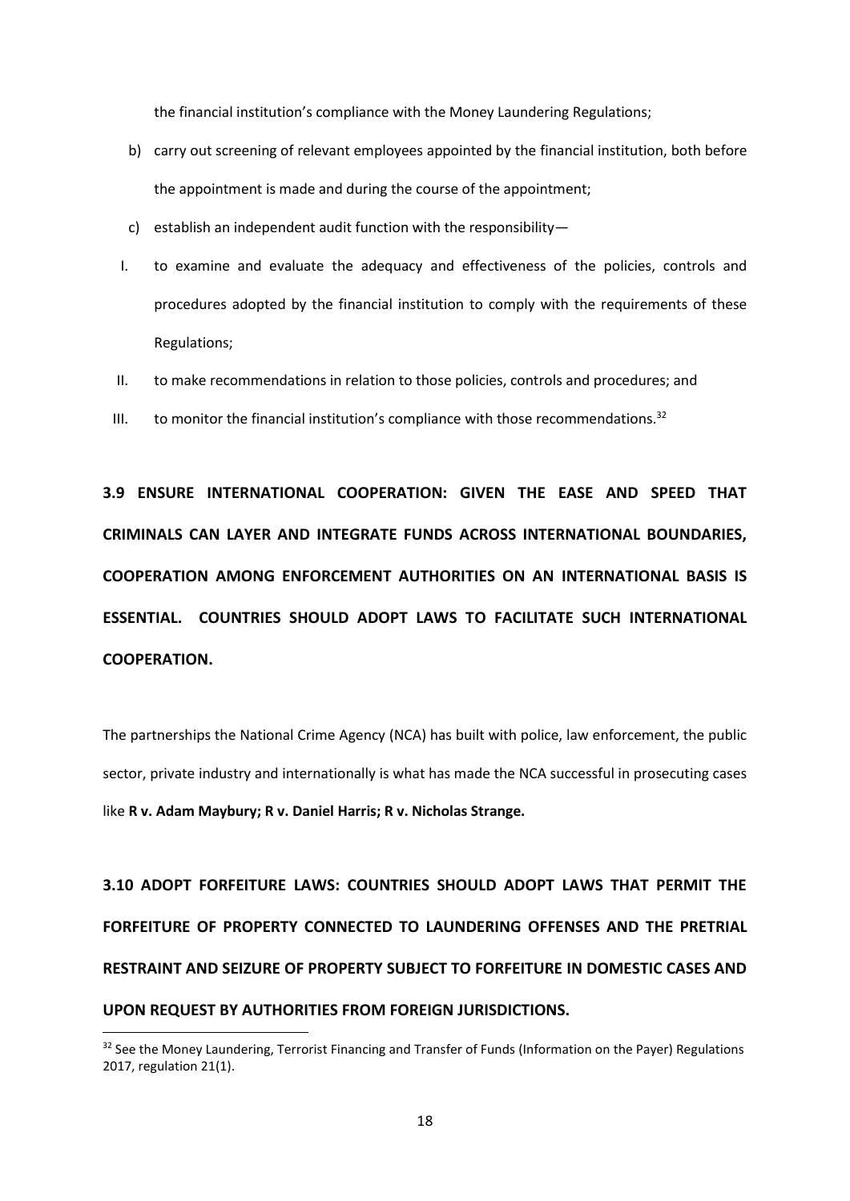the financial institution's compliance with the Money Laundering Regulations;

b) carry out screening of relevant employees appointed by the financial institution, both before the appointment is made and during the course of the appointment;

c) establish an independent audit function with the responsibility—

I. to examine and evaluate the adequacy and effectiveness of the policies, controls and procedures adopted by the financial institution to comply with the requirements of these Regulations;

II. to make recommendations in relation to those policies, controls and procedures; and

III. to monitor the financial institution's compliance with those recommendations.[32]

### 3.9 ENSURE INTERNATIONAL COOPERATION: GIVEN THE EASE AND SPEED THAT CRIMINALS CAN LAYER AND INTEGRATE FUNDS ACROSS INTERNATIONAL BOUNDARIES, COOPERATION AMONG ENFORCEMENT AUTHORITIES ON AN INTERNATIONAL BASIS IS ESSENTIAL. COUNTRIES SHOULD ADOPT LAWS TO FACILITATE SUCH INTERNATIONAL COOPERATION.

The partnerships the National Crime Agency (NCA) has built with police, law enforcement, the public sector, private industry and internationally is what has made the NCA successful in prosecuting cases like **R v. Adam Maybury; R v. Daniel Harris; R v. Nicholas Strange.**

### 3.10 ADOPT FORFEITURE LAWS: COUNTRIES SHOULD ADOPT LAWS THAT PERMIT THE FORFEITURE OF PROPERTY CONNECTED TO LAUNDERING OFFENSES AND THE PRETRIAL RESTRAINT AND SEIZURE OF PROPERTY SUBJECT TO FORFEITURE IN DOMESTIC CASES AND UPON REQUEST BY AUTHORITIES FROM FOREIGN JURISDICTIONS.

---

[32] See the Money Laundering, Terrorist Financing and Transfer of Funds (Information on the Payer) Regulations 2017, regulation 21(1).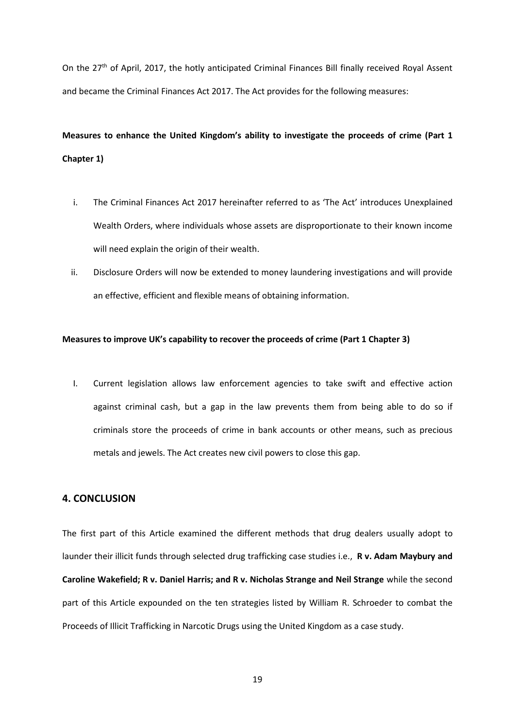On the 27th of April, 2017, the hotly anticipated Criminal Finances Bill finally received Royal Assent and became the Criminal Finances Act 2017. The Act provides for the following measures:

**Measures to enhance the United Kingdom's ability to investigate the proceeds of crime (Part 1 Chapter 1)**

i. The Criminal Finances Act 2017 hereinafter referred to as 'The Act' introduces Unexplained Wealth Orders, where individuals whose assets are disproportionate to their known income will need explain the origin of their wealth.

ii. Disclosure Orders will now be extended to money laundering investigations and will provide an effective, efficient and flexible means of obtaining information.

**Measures to improve UK's capability to recover the proceeds of crime (Part 1 Chapter 3)**

I. Current legislation allows law enforcement agencies to take swift and effective action against criminal cash, but a gap in the law prevents them from being able to do so if criminals store the proceeds of crime in bank accounts or other means, such as precious metals and jewels. The Act creates new civil powers to close this gap.

## 4. CONCLUSION

The first part of this Article examined the different methods that drug dealers usually adopt to launder their illicit funds through selected drug trafficking case studies i.e., **R v. Adam Maybury and Caroline Wakefield; R v. Daniel Harris; and R v. Nicholas Strange and Neil Strange** while the second part of this Article expounded on the ten strategies listed by William R. Schroeder to combat the Proceeds of Illicit Trafficking in Narcotic Drugs using the United Kingdom as a case study.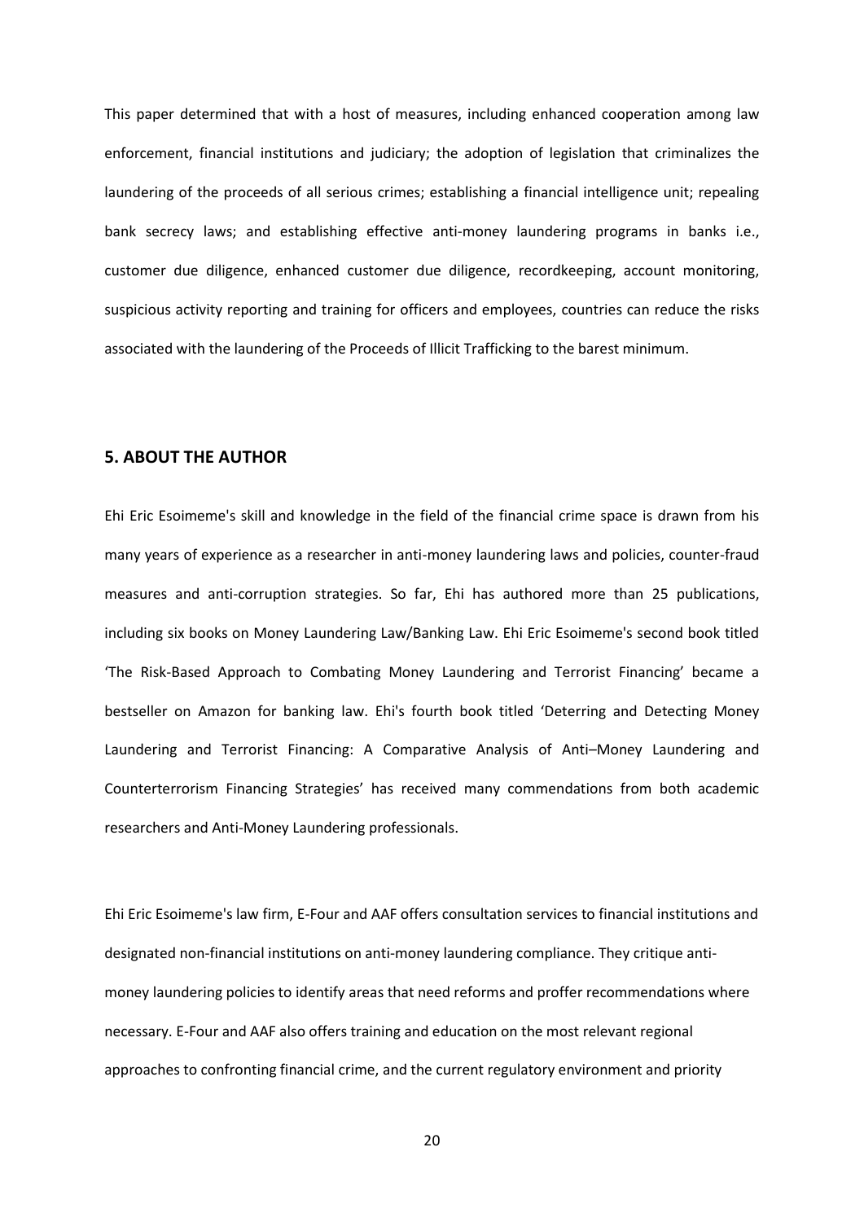This paper determined that with a host of measures, including enhanced cooperation among law enforcement, financial institutions and judiciary; the adoption of legislation that criminalizes the laundering of the proceeds of all serious crimes; establishing a financial intelligence unit; repealing bank secrecy laws; and establishing effective anti-money laundering programs in banks i.e., customer due diligence, enhanced customer due diligence, recordkeeping, account monitoring, suspicious activity reporting and training for officers and employees, countries can reduce the risks associated with the laundering of the Proceeds of Illicit Trafficking to the barest minimum.

## 5. ABOUT THE AUTHOR

Ehi Eric Esoimeme's skill and knowledge in the field of the financial crime space is drawn from his many years of experience as a researcher in anti-money laundering laws and policies, counter-fraud measures and anti-corruption strategies. So far, Ehi has authored more than 25 publications, including six books on Money Laundering Law/Banking Law. Ehi Eric Esoimeme's second book titled 'The Risk-Based Approach to Combating Money Laundering and Terrorist Financing' became a bestseller on Amazon for banking law. Ehi's fourth book titled 'Deterring and Detecting Money Laundering and Terrorist Financing: A Comparative Analysis of Anti–Money Laundering and Counterterrorism Financing Strategies' has received many commendations from both academic researchers and Anti-Money Laundering professionals.

Ehi Eric Esoimeme's law firm, E-Four and AAF offers consultation services to financial institutions and designated non-financial institutions on anti-money laundering compliance. They critique anti-money laundering policies to identify areas that need reforms and proffer recommendations where necessary. E-Four and AAF also offers training and education on the most relevant regional approaches to confronting financial crime, and the current regulatory environment and priority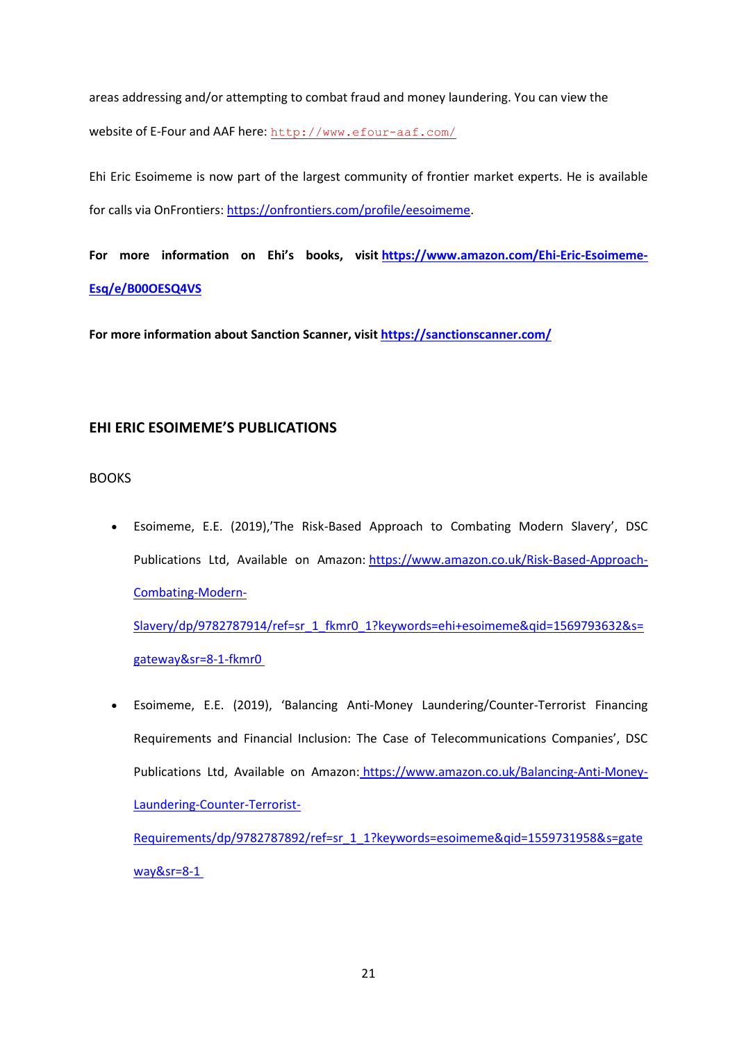areas addressing and/or attempting to combat fraud and money laundering. You can view the website of E-Four and AAF here: http://www.efour-aaf.com/

Ehi Eric Esoimeme is now part of the largest community of frontier market experts. He is available for calls via OnFrontiers: https://onfrontiers.com/profile/eesoimeme.

**For more information on Ehi's books, visit https://www.amazon.com/Ehi-Eric-Esoimeme-Esq/e/B00OESQ4VS**

**For more information about Sanction Scanner, visit https://sanctionscanner.com/**

## EHI ERIC ESOIMEME'S PUBLICATIONS

BOOKS

- Esoimeme, E.E. (2019),'The Risk-Based Approach to Combating Modern Slavery', DSC Publications Ltd, Available on Amazon: https://www.amazon.co.uk/Risk-Based-Approach-Combating-Modern-Slavery/dp/9782787914/ref=sr_1_fkmr0_1?keywords=ehi+esoimeme&qid=1569793632&s=gateway&sr=8-1-fkmr0
- Esoimeme, E.E. (2019), 'Balancing Anti-Money Laundering/Counter-Terrorist Financing Requirements and Financial Inclusion: The Case of Telecommunications Companies', DSC Publications Ltd, Available on Amazon: https://www.amazon.co.uk/Balancing-Anti-Money-Laundering-Counter-Terrorist-Requirements/dp/9782787892/ref=sr_1_1?keywords=esoimeme&qid=1559731958&s=gateway&sr=8-1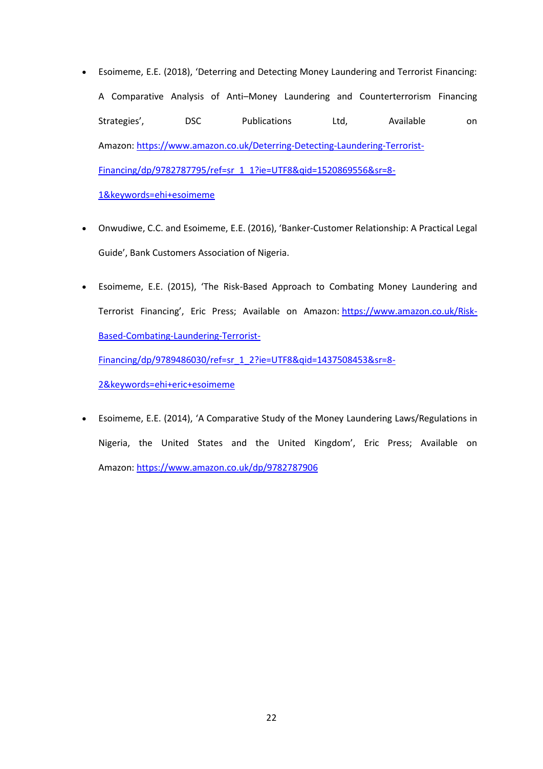- Esoimeme, E.E. (2018), 'Deterring and Detecting Money Laundering and Terrorist Financing: A Comparative Analysis of Anti–Money Laundering and Counterterrorism Financing Strategies', DSC Publications Ltd, Available on Amazon: https://www.amazon.co.uk/Deterring-Detecting-Laundering-Terrorist-Financing/dp/9782787795/ref=sr_1_1?ie=UTF8&qid=1520869556&sr=8-1&keywords=ehi+esoimeme

- Onwudiwe, C.C. and Esoimeme, E.E. (2016), 'Banker-Customer Relationship: A Practical Legal Guide', Bank Customers Association of Nigeria.

- Esoimeme, E.E. (2015), 'The Risk-Based Approach to Combating Money Laundering and Terrorist Financing', Eric Press; Available on Amazon: https://www.amazon.co.uk/Risk-Based-Combating-Laundering-Terrorist-Financing/dp/9789486030/ref=sr_1_2?ie=UTF8&qid=1437508453&sr=8-2&keywords=ehi+eric+esoimeme

- Esoimeme, E.E. (2014), 'A Comparative Study of the Money Laundering Laws/Regulations in Nigeria, the United States and the United Kingdom', Eric Press; Available on Amazon: https://www.amazon.co.uk/dp/9782787906